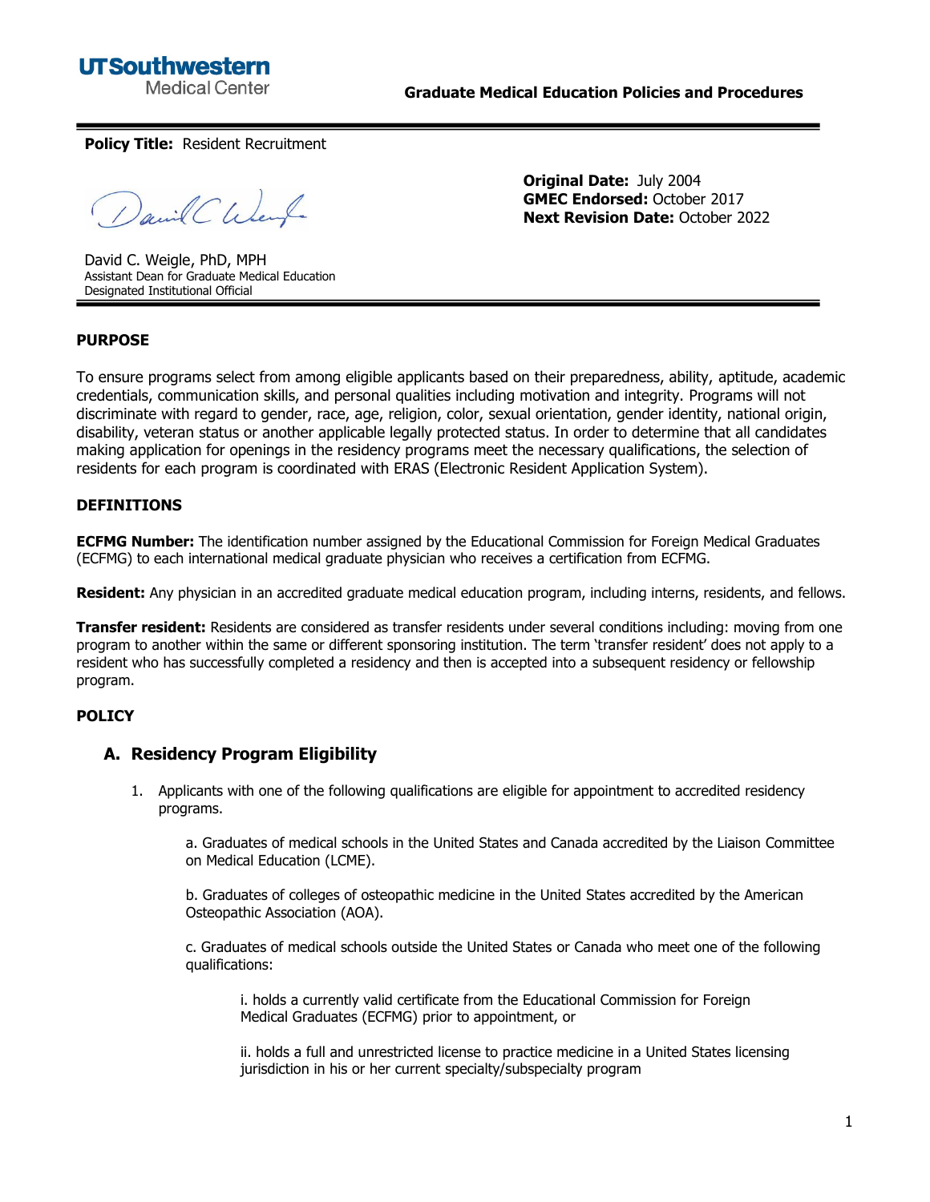UTSouthwestern Medical Center

**Graduate Medical Education Policies and Procedures**

**Policy Title:** Resident Recruitment

David C. Weigle, PhD, MPH
Assistant Dean for Graduate Medical Education
Designated Institutional Official

**Original Date:** July 2004
**GMEC Endorsed:** October 2017
**Next Revision Date:** October 2022

## PURPOSE

To ensure programs select from among eligible applicants based on their preparedness, ability, aptitude, academic credentials, communication skills, and personal qualities including motivation and integrity. Programs will not discriminate with regard to gender, race, age, religion, color, sexual orientation, gender identity, national origin, disability, veteran status or another applicable legally protected status. In order to determine that all candidates making application for openings in the residency programs meet the necessary qualifications, the selection of residents for each program is coordinated with ERAS (Electronic Resident Application System).

## DEFINITIONS

**ECFMG Number:** The identification number assigned by the Educational Commission for Foreign Medical Graduates (ECFMG) to each international medical graduate physician who receives a certification from ECFMG.

**Resident:** Any physician in an accredited graduate medical education program, including interns, residents, and fellows.

**Transfer resident:** Residents are considered as transfer residents under several conditions including: moving from one program to another within the same or different sponsoring institution. The term 'transfer resident' does not apply to a resident who has successfully completed a residency and then is accepted into a subsequent residency or fellowship program.

## POLICY

### A. Residency Program Eligibility

1. Applicants with one of the following qualifications are eligible for appointment to accredited residency programs.

    a. Graduates of medical schools in the United States and Canada accredited by the Liaison Committee on Medical Education (LCME).

    b. Graduates of colleges of osteopathic medicine in the United States accredited by the American Osteopathic Association (AOA).

    c. Graduates of medical schools outside the United States or Canada who meet one of the following qualifications:

        i. holds a currently valid certificate from the Educational Commission for Foreign Medical Graduates (ECFMG) prior to appointment, or

        ii. holds a full and unrestricted license to practice medicine in a United States licensing jurisdiction in his or her current specialty/subspecialty program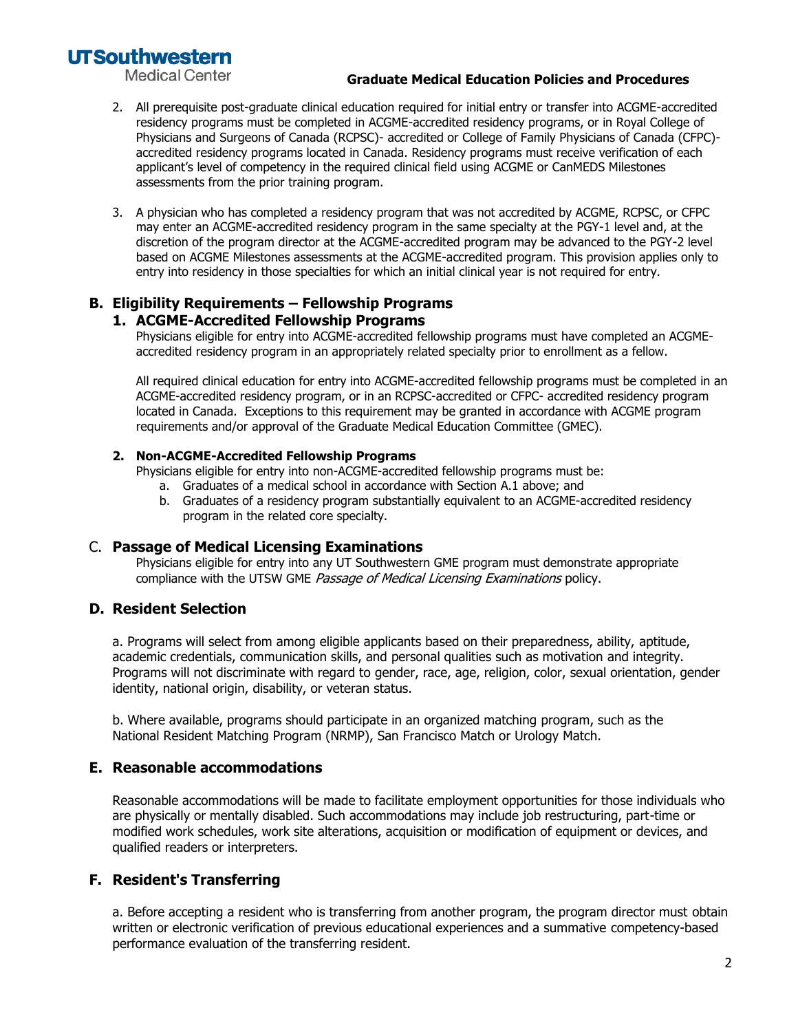2. All prerequisite post-graduate clinical education required for initial entry or transfer into ACGME-accredited residency programs must be completed in ACGME-accredited residency programs, or in Royal College of Physicians and Surgeons of Canada (RCPSC)- accredited or College of Family Physicians of Canada (CFPC)-accredited residency programs located in Canada. Residency programs must receive verification of each applicant's level of competency in the required clinical field using ACGME or CanMEDS Milestones assessments from the prior training program.

3. A physician who has completed a residency program that was not accredited by ACGME, RCPSC, or CFPC may enter an ACGME-accredited residency program in the same specialty at the PGY-1 level and, at the discretion of the program director at the ACGME-accredited program may be advanced to the PGY-2 level based on ACGME Milestones assessments at the ACGME-accredited program. This provision applies only to entry into residency in those specialties for which an initial clinical year is not required for entry.

## B. Eligibility Requirements – Fellowship Programs

### 1. ACGME-Accredited Fellowship Programs

Physicians eligible for entry into ACGME-accredited fellowship programs must have completed an ACGME-accredited residency program in an appropriately related specialty prior to enrollment as a fellow.

All required clinical education for entry into ACGME-accredited fellowship programs must be completed in an ACGME-accredited residency program, or in an RCPSC-accredited or CFPC- accredited residency program located in Canada. Exceptions to this requirement may be granted in accordance with ACGME program requirements and/or approval of the Graduate Medical Education Committee (GMEC).

#### 2. Non-ACGME-Accredited Fellowship Programs

Physicians eligible for entry into non-ACGME-accredited fellowship programs must be:

a. Graduates of a medical school in accordance with Section A.1 above; and
b. Graduates of a residency program substantially equivalent to an ACGME-accredited residency program in the related core specialty.

## C. Passage of Medical Licensing Examinations

Physicians eligible for entry into any UT Southwestern GME program must demonstrate appropriate compliance with the UTSW GME *Passage of Medical Licensing Examinations* policy.

## D. Resident Selection

a. Programs will select from among eligible applicants based on their preparedness, ability, aptitude, academic credentials, communication skills, and personal qualities such as motivation and integrity. Programs will not discriminate with regard to gender, race, age, religion, color, sexual orientation, gender identity, national origin, disability, or veteran status.

b. Where available, programs should participate in an organized matching program, such as the National Resident Matching Program (NRMP), San Francisco Match or Urology Match.

## E. Reasonable accommodations

Reasonable accommodations will be made to facilitate employment opportunities for those individuals who are physically or mentally disabled. Such accommodations may include job restructuring, part-time or modified work schedules, work site alterations, acquisition or modification of equipment or devices, and qualified readers or interpreters.

## F. Resident's Transferring

a. Before accepting a resident who is transferring from another program, the program director must obtain written or electronic verification of previous educational experiences and a summative competency-based performance evaluation of the transferring resident.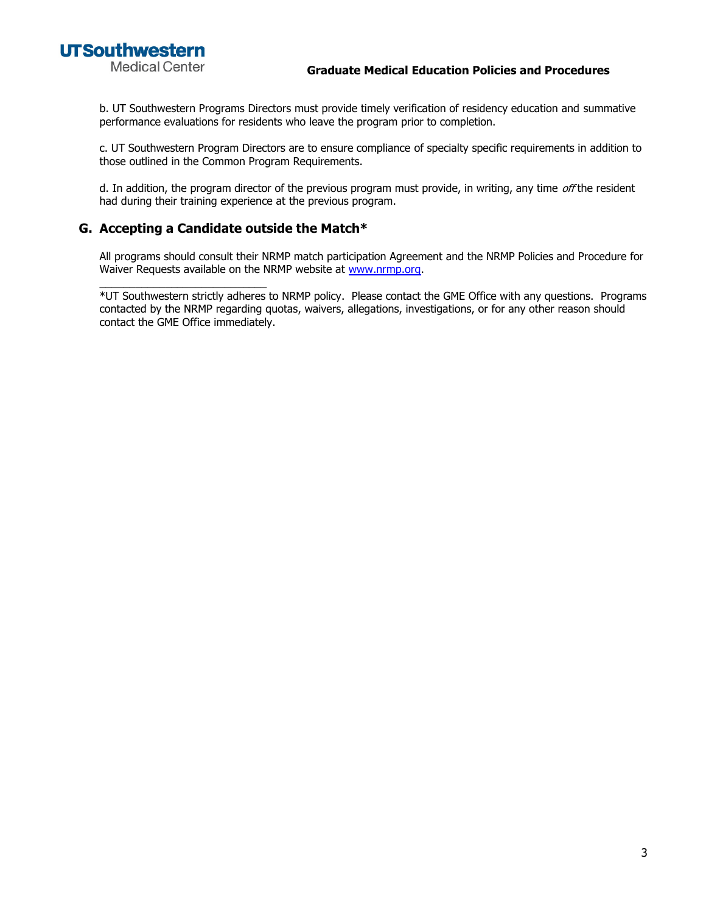b. UT Southwestern Programs Directors must provide timely verification of residency education and summative performance evaluations for residents who leave the program prior to completion.

c. UT Southwestern Program Directors are to ensure compliance of specialty specific requirements in addition to those outlined in the Common Program Requirements.

d. In addition, the program director of the previous program must provide, in writing, any time *off* the resident had during their training experience at the previous program.

## G. Accepting a Candidate outside the Match*

All programs should consult their NRMP match participation Agreement and the NRMP Policies and Procedure for Waiver Requests available on the NRMP website at [www.nrmp.org](http://www.nrmp.org).

___

*UT Southwestern strictly adheres to NRMP policy. Please contact the GME Office with any questions. Programs contacted by the NRMP regarding quotas, waivers, allegations, investigations, or for any other reason should contact the GME Office immediately.